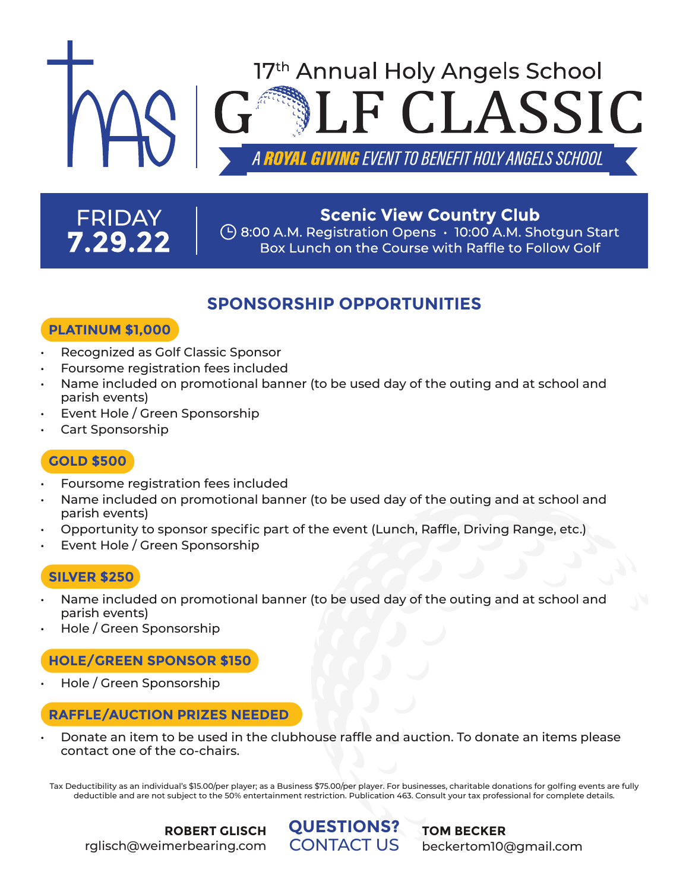# 17th Annual Holy Angels School GOLF CLASSIC

*A **ROYAL GIVING** EVENT TO BENEFIT HOLY ANGELS SCHOOL*

**FRIDAY 7.29.22**

**Scenic View Country Club**

8:00 A.M. Registration Opens • 10:00 A.M. Shotgun Start

Box Lunch on the Course with Raffle to Follow Golf

## SPONSORSHIP OPPORTUNITIES

### PLATINUM $1,000

- Recognized as Golf Classic Sponsor
- Foursome registration fees included
- Name included on promotional banner (to be used day of the outing and at school and parish events)
- Event Hole / Green Sponsorship
- Cart Sponsorship

### GOLD $500

- Foursome registration fees included
- Name included on promotional banner (to be used day of the outing and at school and parish events)
- Opportunity to sponsor specific part of the event (Lunch, Raffle, Driving Range, etc.)
- Event Hole / Green Sponsorship

### SILVER $250

- Name included on promotional banner (to be used day of the outing and at school and parish events)
- Hole / Green Sponsorship

### HOLE/GREEN SPONSOR $150

- Hole / Green Sponsorship

### RAFFLE/AUCTION PRIZES NEEDED

- Donate an item to be used in the clubhouse raffle and auction. To donate an items please contact one of the co-chairs.

Tax Deductibility as an individual's $15.00/per player; as a Business $75.00/per player. For businesses, charitable donations for golfing events are fully deductible and are not subject to the 50% entertainment restriction. Publication 463. Consult your tax professional for complete details.

**QUESTIONS? CONTACT US**

**ROBERT GLISCH**
rglisch@weimerbearing.com

**TOM BECKER**
beckertom10@gmail.com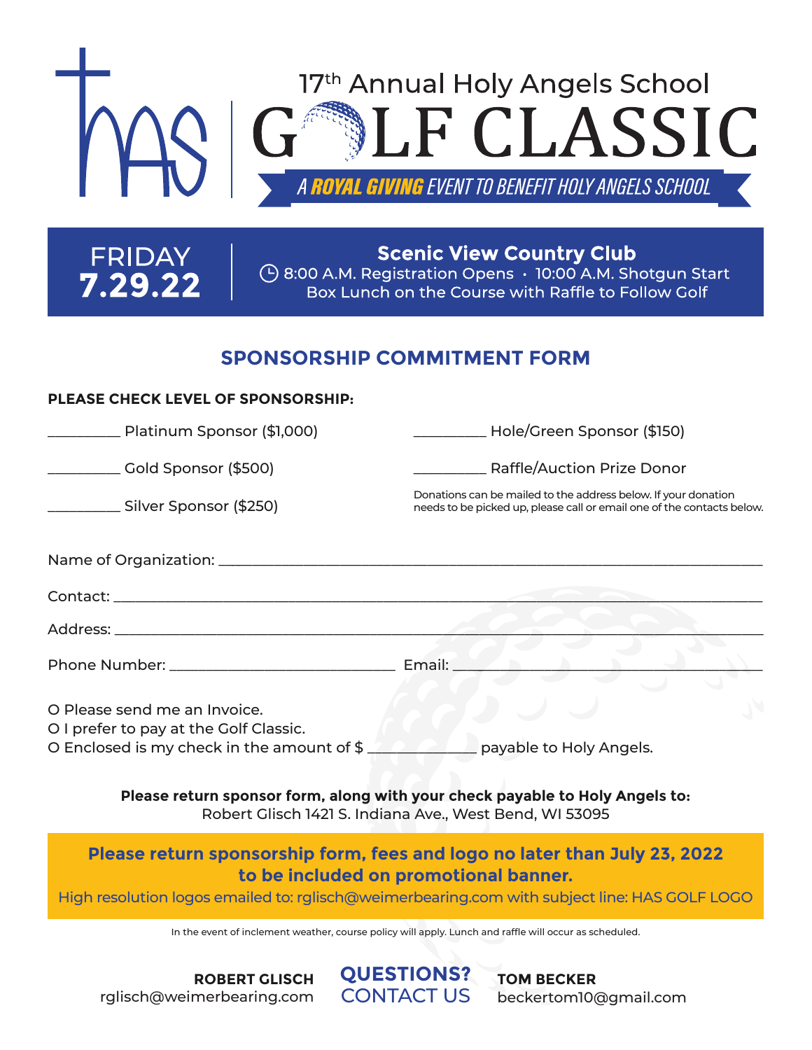HAS

17th Annual Holy Angels School

# GOLF CLASSIC

*A ROYAL GIVING EVENT TO BENEFIT HOLY ANGELS SCHOOL*

FRIDAY
**7.29.22**

**Scenic View Country Club**
8:00 A.M. Registration Opens • 10:00 A.M. Shotgun Start
Box Lunch on the Course with Raffle to Follow Golf

## SPONSORSHIP COMMITMENT FORM

**PLEASE CHECK LEVEL OF SPONSORSHIP:**

_________ Platinum Sponsor ($1,000)

_________ Gold Sponsor ($500)

_________ Silver Sponsor ($250)

_________ Hole/Green Sponsor ($150)

_________ Raffle/Auction Prize Donor

Donations can be mailed to the address below. If your donation needs to be picked up, please call or email one of the contacts below.

Name of Organization: ___________________________________________

Contact: ___________________________________________

Address: ___________________________________________

Phone Number: ___________________________ Email: ___________________________

O Please send me an Invoice.
O I prefer to pay at the Golf Classic.
O Enclosed is my check in the amount of $ ____________ payable to Holy Angels.

**Please return sponsor form, along with your check payable to Holy Angels to:**
Robert Glisch 1421 S. Indiana Ave., West Bend, WI 53095

**Please return sponsorship form, fees and logo no later than July 23, 2022 to be included on promotional banner.**
High resolution logos emailed to: rglisch@weimerbearing.com with subject line: HAS GOLF LOGO

In the event of inclement weather, course policy will apply. Lunch and raffle will occur as scheduled.

**QUESTIONS?** CONTACT US

**ROBERT GLISCH**
rglisch@weimerbearing.com

**TOM BECKER**
beckertom10@gmail.com